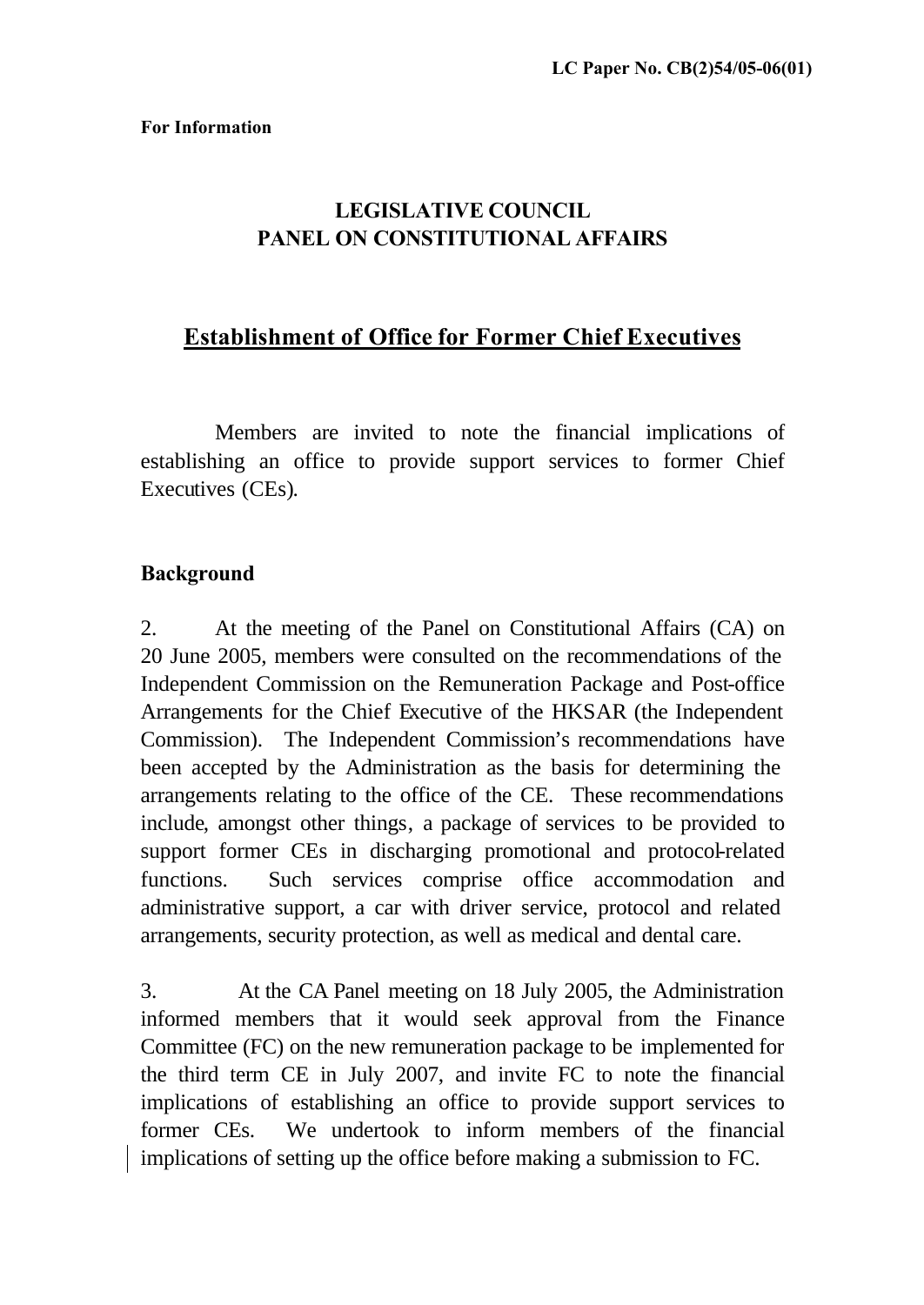LC Paper No. CB(2)54/05-06(01)

**For Information**

# LEGISLATIVE COUNCIL
# PANEL ON CONSTITUTIONAL AFFAIRS

## Establishment of Office for Former Chief Executives

Members are invited to note the financial implications of establishing an office to provide support services to former Chief Executives (CEs).

### Background

2. At the meeting of the Panel on Constitutional Affairs (CA) on 20 June 2005, members were consulted on the recommendations of the Independent Commission on the Remuneration Package and Post-office Arrangements for the Chief Executive of the HKSAR (the Independent Commission). The Independent Commission's recommendations have been accepted by the Administration as the basis for determining the arrangements relating to the office of the CE. These recommendations include, amongst other things, a package of services to be provided to support former CEs in discharging promotional and protocol-related functions. Such services comprise office accommodation and administrative support, a car with driver service, protocol and related arrangements, security protection, as well as medical and dental care.

3. At the CA Panel meeting on 18 July 2005, the Administration informed members that it would seek approval from the Finance Committee (FC) on the new remuneration package to be implemented for the third term CE in July 2007, and invite FC to note the financial implications of establishing an office to provide support services to former CEs. We undertook to inform members of the financial implications of setting up the office before making a submission to FC.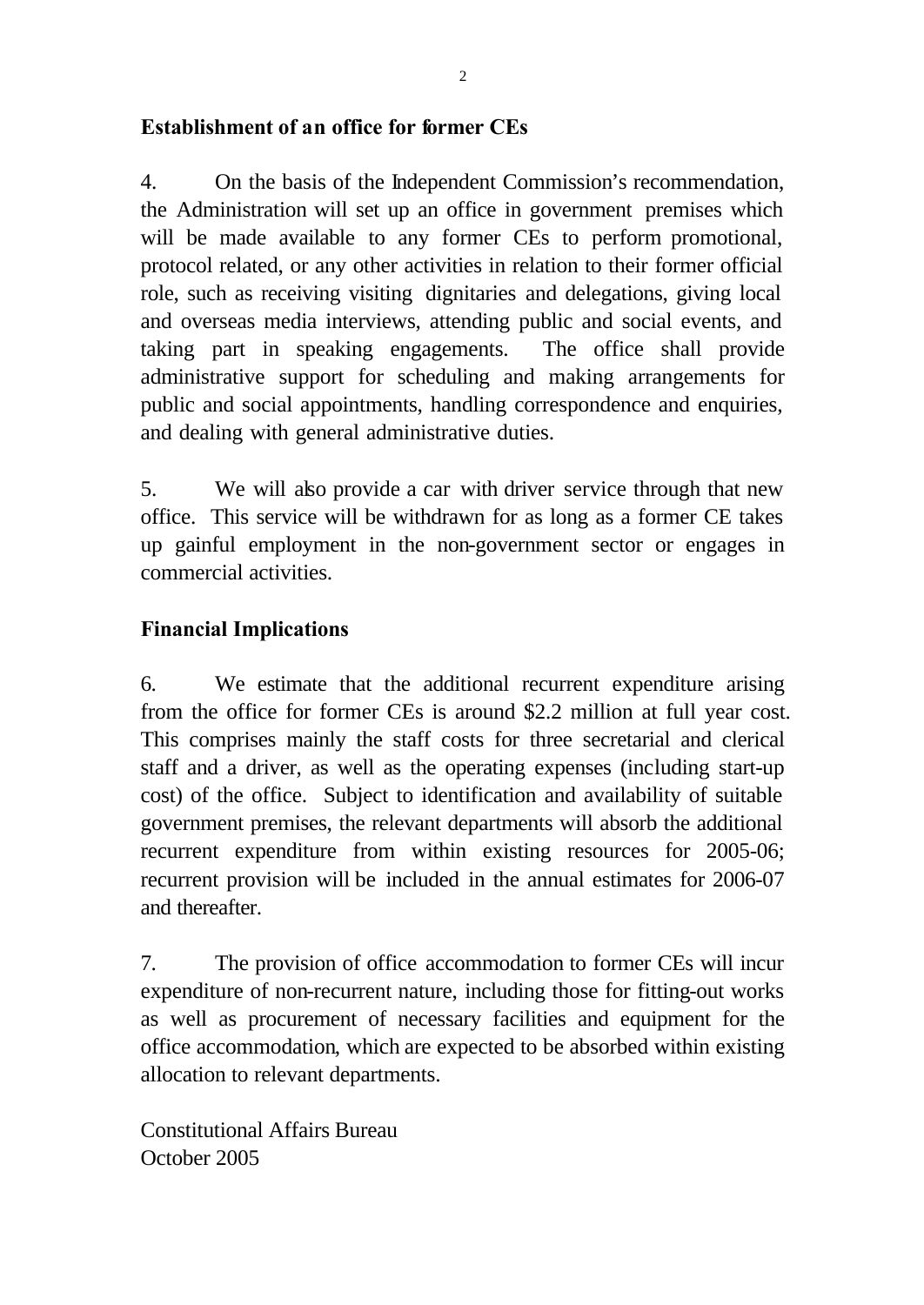**Establishment of an office for former CEs**

4. On the basis of the Independent Commission's recommendation, the Administration will set up an office in government premises which will be made available to any former CEs to perform promotional, protocol related, or any other activities in relation to their former official role, such as receiving visiting dignitaries and delegations, giving local and overseas media interviews, attending public and social events, and taking part in speaking engagements. The office shall provide administrative support for scheduling and making arrangements for public and social appointments, handling correspondence and enquiries, and dealing with general administrative duties.

5. We will also provide a car with driver service through that new office. This service will be withdrawn for as long as a former CE takes up gainful employment in the non-government sector or engages in commercial activities.

**Financial Implications**

6. We estimate that the additional recurrent expenditure arising from the office for former CEs is around $2.2 million at full year cost. This comprises mainly the staff costs for three secretarial and clerical staff and a driver, as well as the operating expenses (including start-up cost) of the office. Subject to identification and availability of suitable government premises, the relevant departments will absorb the additional recurrent expenditure from within existing resources for 2005-06; recurrent provision will be included in the annual estimates for 2006-07 and thereafter.

7. The provision of office accommodation to former CEs will incur expenditure of non-recurrent nature, including those for fitting-out works as well as procurement of necessary facilities and equipment for the office accommodation, which are expected to be absorbed within existing allocation to relevant departments.

Constitutional Affairs Bureau
October 2005